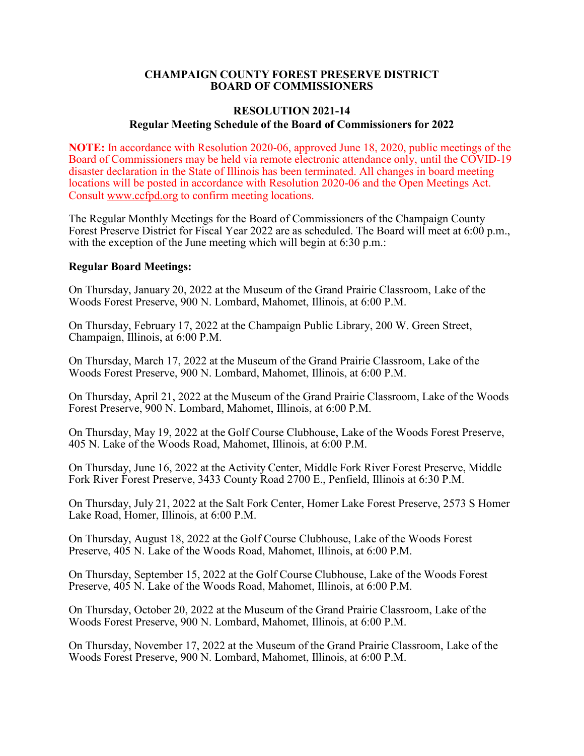**CHAMPAIGN COUNTY FOREST PRESERVE DISTRICT**
**BOARD OF COMMISSIONERS**

**RESOLUTION 2021-14**
**Regular Meeting Schedule of the Board of Commissioners for 2022**

**NOTE:** In accordance with Resolution 2020-06, approved June 18, 2020, public meetings of the Board of Commissioners may be held via remote electronic attendance only, until the COVID-19 disaster declaration in the State of Illinois has been terminated. All changes in board meeting locations will be posted in accordance with Resolution 2020-06 and the Open Meetings Act. Consult www.ccfpd.org to confirm meeting locations.

The Regular Monthly Meetings for the Board of Commissioners of the Champaign County Forest Preserve District for Fiscal Year 2022 are as scheduled. The Board will meet at 6:00 p.m., with the exception of the June meeting which will begin at 6:30 p.m.:

**Regular Board Meetings:**

On Thursday, January 20, 2022 at the Museum of the Grand Prairie Classroom, Lake of the Woods Forest Preserve, 900 N. Lombard, Mahomet, Illinois, at 6:00 P.M.

On Thursday, February 17, 2022 at the Champaign Public Library, 200 W. Green Street, Champaign, Illinois, at 6:00 P.M.

On Thursday, March 17, 2022 at the Museum of the Grand Prairie Classroom, Lake of the Woods Forest Preserve, 900 N. Lombard, Mahomet, Illinois, at 6:00 P.M.

On Thursday, April 21, 2022 at the Museum of the Grand Prairie Classroom, Lake of the Woods Forest Preserve, 900 N. Lombard, Mahomet, Illinois, at 6:00 P.M.

On Thursday, May 19, 2022 at the Golf Course Clubhouse, Lake of the Woods Forest Preserve, 405 N. Lake of the Woods Road, Mahomet, Illinois, at 6:00 P.M.

On Thursday, June 16, 2022 at the Activity Center, Middle Fork River Forest Preserve, Middle Fork River Forest Preserve, 3433 County Road 2700 E., Penfield, Illinois at 6:30 P.M.

On Thursday, July 21, 2022 at the Salt Fork Center, Homer Lake Forest Preserve, 2573 S Homer Lake Road, Homer, Illinois, at 6:00 P.M.

On Thursday, August 18, 2022 at the Golf Course Clubhouse, Lake of the Woods Forest Preserve, 405 N. Lake of the Woods Road, Mahomet, Illinois, at 6:00 P.M.

On Thursday, September 15, 2022 at the Golf Course Clubhouse, Lake of the Woods Forest Preserve, 405 N. Lake of the Woods Road, Mahomet, Illinois, at 6:00 P.M.

On Thursday, October 20, 2022 at the Museum of the Grand Prairie Classroom, Lake of the Woods Forest Preserve, 900 N. Lombard, Mahomet, Illinois, at 6:00 P.M.

On Thursday, November 17, 2022 at the Museum of the Grand Prairie Classroom, Lake of the Woods Forest Preserve, 900 N. Lombard, Mahomet, Illinois, at 6:00 P.M.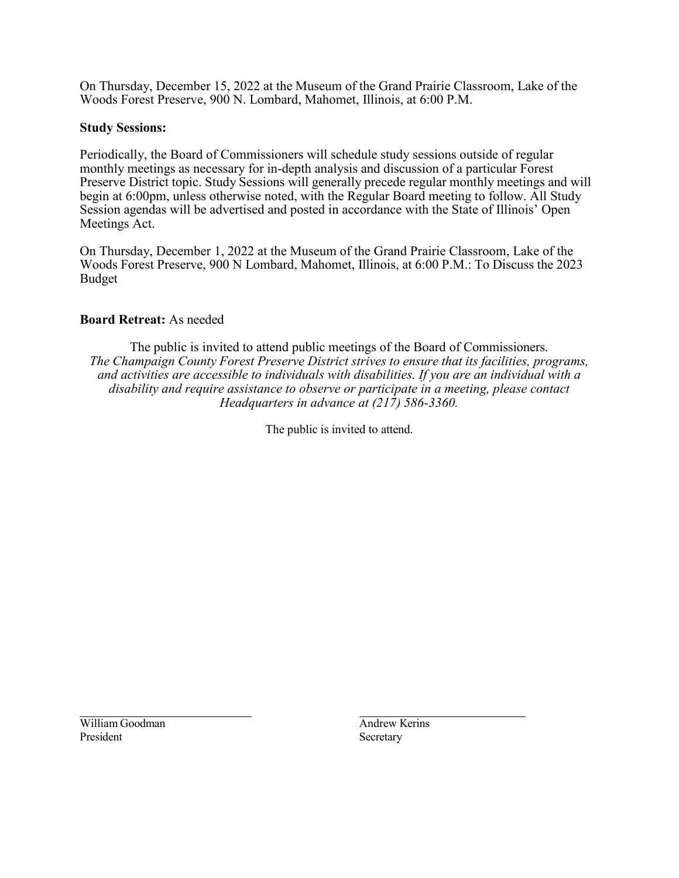On Thursday, December 15, 2022 at the Museum of the Grand Prairie Classroom, Lake of the Woods Forest Preserve, 900 N. Lombard, Mahomet, Illinois, at 6:00 P.M.

**Study Sessions:**

Periodically, the Board of Commissioners will schedule study sessions outside of regular monthly meetings as necessary for in-depth analysis and discussion of a particular Forest Preserve District topic. Study Sessions will generally precede regular monthly meetings and will begin at 6:00pm, unless otherwise noted, with the Regular Board meeting to follow. All Study Session agendas will be advertised and posted in accordance with the State of Illinois' Open Meetings Act.

On Thursday, December 1, 2022 at the Museum of the Grand Prairie Classroom, Lake of the Woods Forest Preserve, 900 N Lombard, Mahomet, Illinois, at 6:00 P.M.: To Discuss the 2023 Budget

**Board Retreat:** As needed

The public is invited to attend public meetings of the Board of Commissioners.
*The Champaign County Forest Preserve District strives to ensure that its facilities, programs, and activities are accessible to individuals with disabilities. If you are an individual with a disability and require assistance to observe or participate in a meeting, please contact Headquarters in advance at (217) 586-3360.*

The public is invited to attend.

William Goodman
President

Andrew Kerins
Secretary